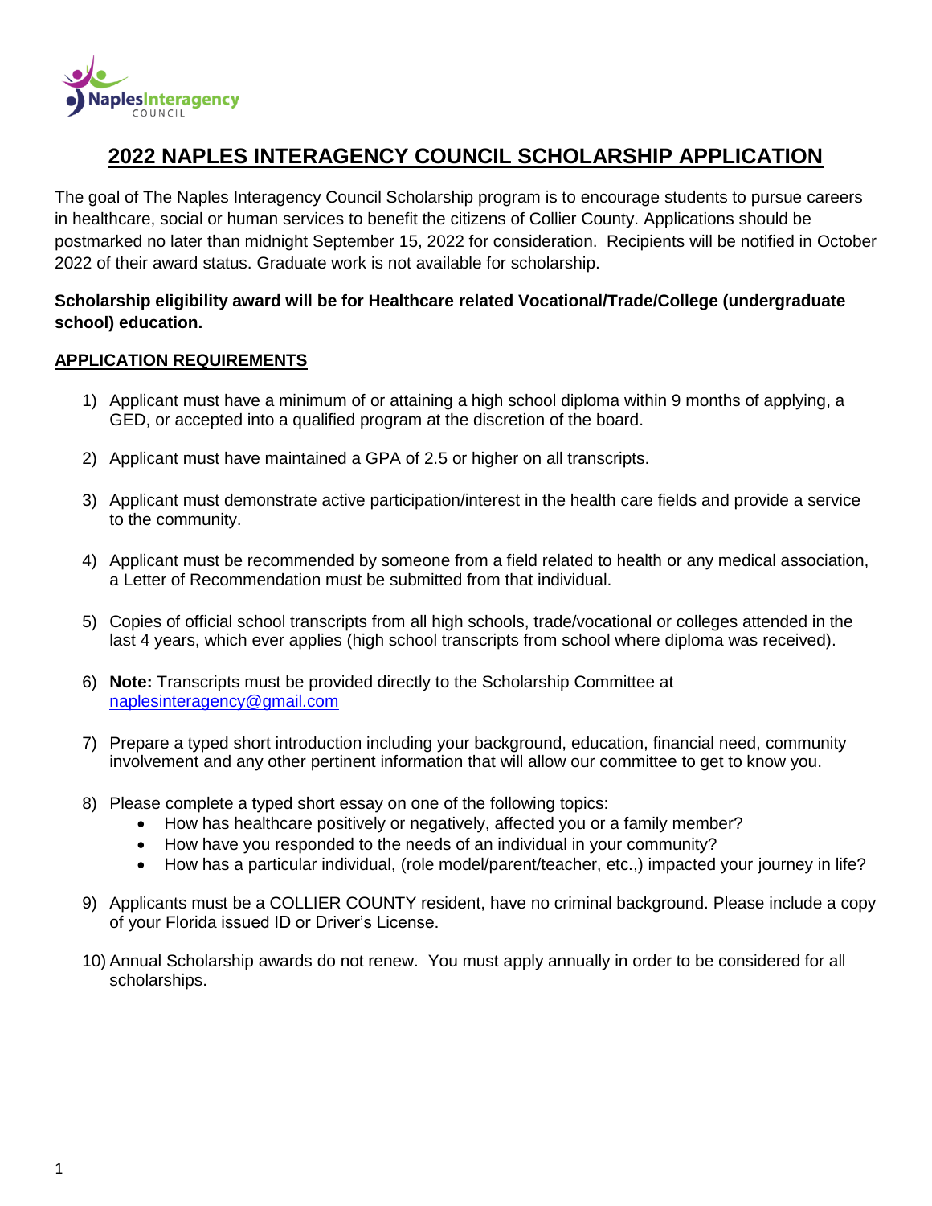# 2022 NAPLES INTERAGENCY COUNCIL SCHOLARSHIP APPLICATION

The goal of The Naples Interagency Council Scholarship program is to encourage students to pursue careers in healthcare, social or human services to benefit the citizens of Collier County. Applications should be postmarked no later than midnight September 15, 2022 for consideration. Recipients will be notified in October 2022 of their award status. Graduate work is not available for scholarship.

**Scholarship eligibility award will be for Healthcare related Vocational/Trade/College (undergraduate school) education.**

## APPLICATION REQUIREMENTS

1) Applicant must have a minimum of or attaining a high school diploma within 9 months of applying, a GED, or accepted into a qualified program at the discretion of the board.

2) Applicant must have maintained a GPA of 2.5 or higher on all transcripts.

3) Applicant must demonstrate active participation/interest in the health care fields and provide a service to the community.

4) Applicant must be recommended by someone from a field related to health or any medical association, a Letter of Recommendation must be submitted from that individual.

5) Copies of official school transcripts from all high schools, trade/vocational or colleges attended in the last 4 years, which ever applies (high school transcripts from school where diploma was received).

6) **Note:** Transcripts must be provided directly to the Scholarship Committee at naplesinteragency@gmail.com

7) Prepare a typed short introduction including your background, education, financial need, community involvement and any other pertinent information that will allow our committee to get to know you.

8) Please complete a typed short essay on one of the following topics:
   - How has healthcare positively or negatively, affected you or a family member?
   - How have you responded to the needs of an individual in your community?
   - How has a particular individual, (role model/parent/teacher, etc.,) impacted your journey in life?

9) Applicants must be a COLLIER COUNTY resident, have no criminal background. Please include a copy of your Florida issued ID or Driver's License.

10) Annual Scholarship awards do not renew. You must apply annually in order to be considered for all scholarships.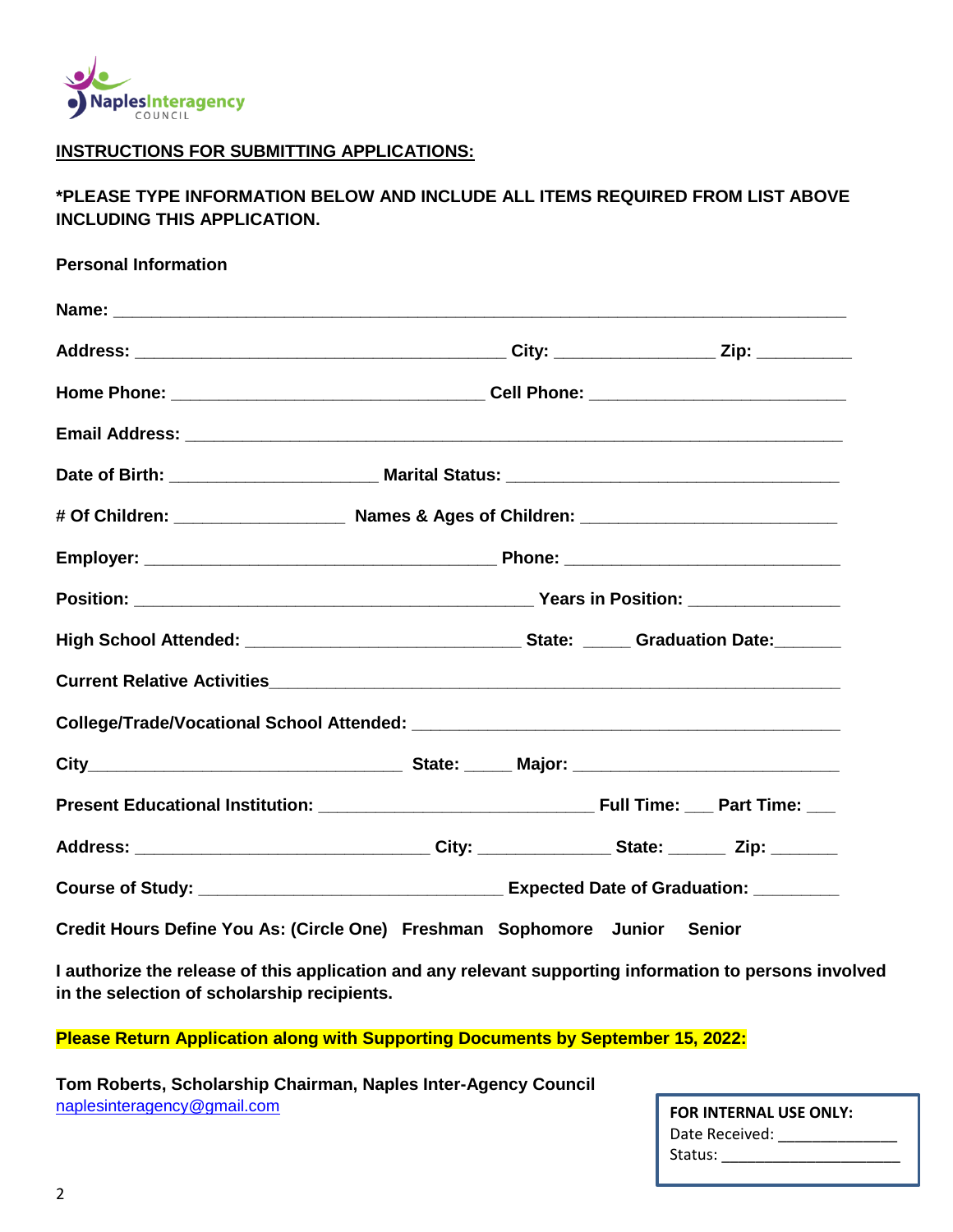NaplesInteragency COUNCIL

**INSTRUCTIONS FOR SUBMITTING APPLICATIONS:**

**\*PLEASE TYPE INFORMATION BELOW AND INCLUDE ALL ITEMS REQUIRED FROM LIST ABOVE INCLUDING THIS APPLICATION.**

**Personal Information**

**Name:** ______________________________________________________________________

**Address:** ________________________________________ **City:** _________________ **Zip:** __________

**Home Phone:** _________________________________ **Cell Phone:** ___________________________

**Email Address:** ______________________________________________________________________

**Date of Birth:** ______________________ **Marital Status:** ___________________________________

**# Of Children:** __________________ **Names & Ages of Children:** ___________________________

**Employer:** ______________________________________ **Phone:** ______________________________

**Position:** ___________________________________________ **Years in Position:** ________________

**High School Attended:** _____________________________ **State:** _____ **Graduation Date:**_______

**Current Relative Activities**___________________________________________________________

**College/Trade/Vocational School Attended:** _______________________________________________

**City**_________________________________ **State:** _____ **Major:** ____________________________

**Present Educational Institution:** _____________________________ **Full Time:** ___ **Part Time:** ___

**Address:** _______________________________ **City:** ______________ **State:** ______ **Zip:** _______

**Course of Study:** ________________________________ **Expected Date of Graduation:** _________

**Credit Hours Define You As: (Circle One) Freshman Sophomore Junior Senior**

**I authorize the release of this application and any relevant supporting information to persons involved in the selection of scholarship recipients.**

**Please Return Application along with Supporting Documents by September 15, 2022:**

**Tom Roberts, Scholarship Chairman, Naples Inter-Agency Council**
naplesinteragency@gmail.com

**FOR INTERNAL USE ONLY:**
Date Received: ______________
Status: _____________________